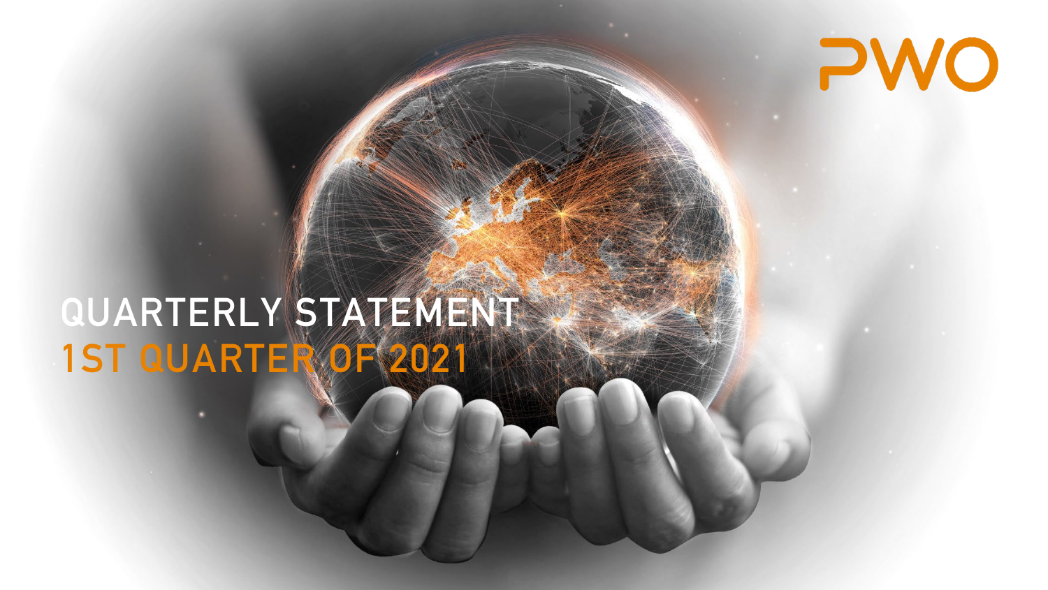PWO

# QUARTERLY STATEMENT
## 1ST QUARTER OF 2021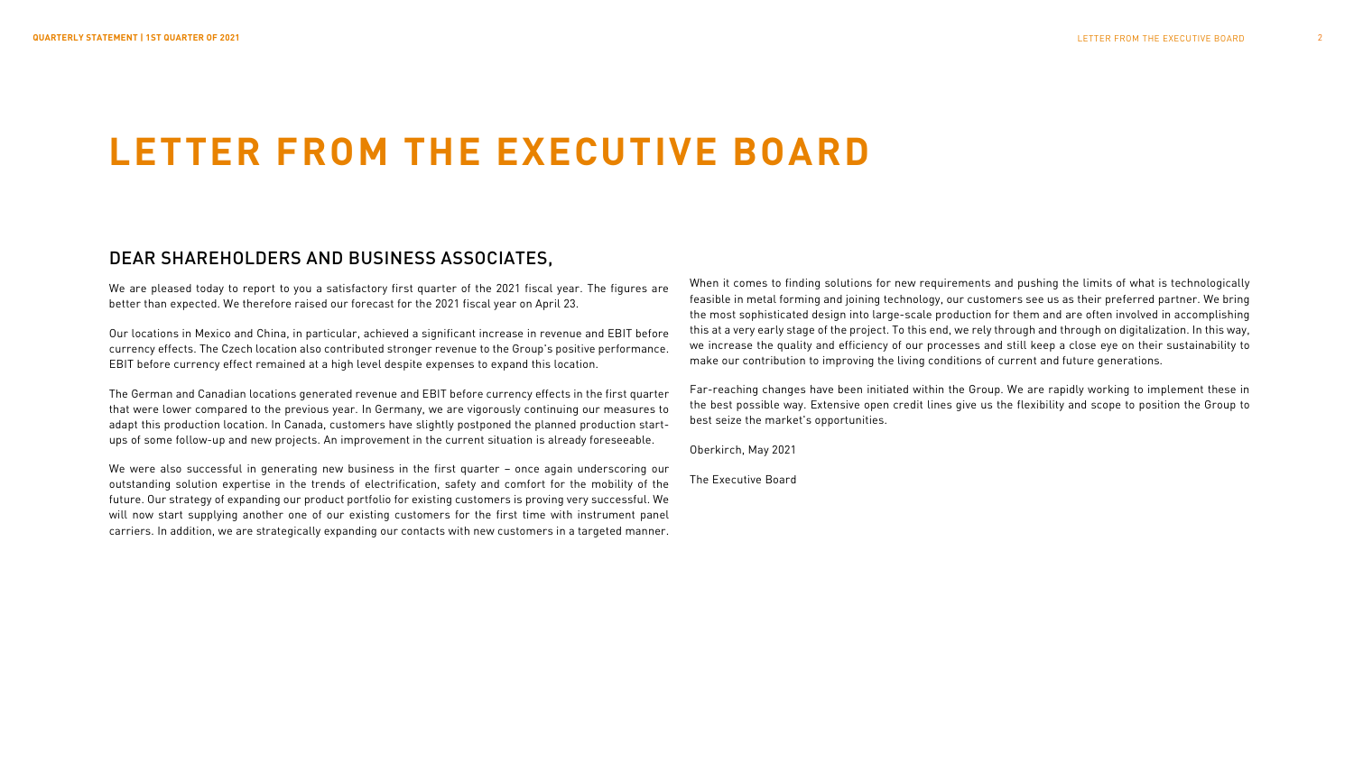# LETTER FROM THE EXECUTIVE BOARD

## DEAR SHAREHOLDERS AND BUSINESS ASSOCIATES,

We are pleased today to report to you a satisfactory first quarter of the 2021 fiscal year. The figures are better than expected. We therefore raised our forecast for the 2021 fiscal year on April 23.

Our locations in Mexico and China, in particular, achieved a significant increase in revenue and EBIT before currency effects. The Czech location also contributed stronger revenue to the Group's positive performance. EBIT before currency effect remained at a high level despite expenses to expand this location.

The German and Canadian locations generated revenue and EBIT before currency effects in the first quarter that were lower compared to the previous year. In Germany, we are vigorously continuing our measures to adapt this production location. In Canada, customers have slightly postponed the planned production start-ups of some follow-up and new projects. An improvement in the current situation is already foreseeable.

We were also successful in generating new business in the first quarter – once again underscoring our outstanding solution expertise in the trends of electrification, safety and comfort for the mobility of the future. Our strategy of expanding our product portfolio for existing customers is proving very successful. We will now start supplying another one of our existing customers for the first time with instrument panel carriers. In addition, we are strategically expanding our contacts with new customers in a targeted manner.

When it comes to finding solutions for new requirements and pushing the limits of what is technologically feasible in metal forming and joining technology, our customers see us as their preferred partner. We bring the most sophisticated design into large-scale production for them and are often involved in accomplishing this at a very early stage of the project. To this end, we rely through and through on digitalization. In this way, we increase the quality and efficiency of our processes and still keep a close eye on their sustainability to make our contribution to improving the living conditions of current and future generations.

Far-reaching changes have been initiated within the Group. We are rapidly working to implement these in the best possible way. Extensive open credit lines give us the flexibility and scope to position the Group to best seize the market's opportunities.

Oberkirch, May 2021

The Executive Board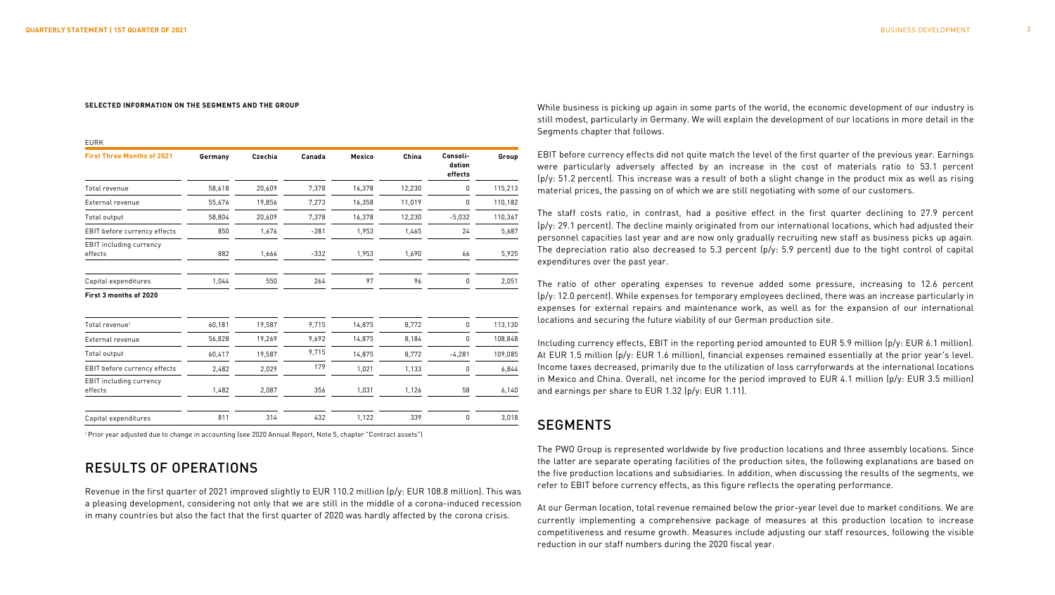**SELECTED INFORMATION ON THE SEGMENTS AND THE GROUP**

EURK

| First Three Months of 2021 | Germany | Czechia | Canada | Mexico | China | Consoli-dation effects | Group |
|---|---|---|---|---|---|---|---|
| Total revenue | 58,618 | 20,609 | 7,378 | 16,378 | 12,230 | 0 | 115,213 |
| External revenue | 55,676 | 19,856 | 7,273 | 16,358 | 11,019 | 0 | 110,182 |
| Total output | 58,804 | 20,609 | 7,378 | 16,378 | 12,230 | -5,032 | 110,367 |
| EBIT before currency effects | 850 | 1,676 | -281 | 1,953 | 1,465 | 24 | 5,687 |
| EBIT including currency effects | 882 | 1,666 | -332 | 1,953 | 1,690 | 66 | 5,925 |
| Capital expenditures | 1,044 | 550 | 264 | 97 | 96 | 0 | 2,051 |
| **First 3 months of 2020** | | | | | | | |
| Total revenue[1] | 60,181 | 19,587 | 9,715 | 14,875 | 8,772 | 0 | 113,130 |
| External revenue | 56,828 | 19,269 | 9,692 | 14,875 | 8,184 | 0 | 108,848 |
| Total output | 60,417 | 19,587 | 9,715 | 14,875 | 8,772 | -4,281 | 109,085 |
| EBIT before currency effects | 2,482 | 2,029 | 179 | 1,021 | 1,133 | 0 | 6,844 |
| EBIT including currency effects | 1,482 | 2,087 | 356 | 1,031 | 1,126 | 58 | 6,140 |
| Capital expenditures | 811 | 314 | 432 | 1,122 | 339 | 0 | 3,018 |

[1] Prior year adjusted due to change in accounting (see 2020 Annual Report, Note 5, chapter "Contract assets")

## RESULTS OF OPERATIONS

Revenue in the first quarter of 2021 improved slightly to EUR 110.2 million (p/y: EUR 108.8 million). This was a pleasing development, considering not only that we are still in the middle of a corona-induced recession in many countries but also the fact that the first quarter of 2020 was hardly affected by the corona crisis.

While business is picking up again in some parts of the world, the economic development of our industry is still modest, particularly in Germany. We will explain the development of our locations in more detail in the Segments chapter that follows.

EBIT before currency effects did not quite match the level of the first quarter of the previous year. Earnings were particularly adversely affected by an increase in the cost of materials ratio to 53.1 percent (p/y: 51.2 percent). This increase was a result of both a slight change in the product mix as well as rising material prices, the passing on of which we are still negotiating with some of our customers.

The staff costs ratio, in contrast, had a positive effect in the first quarter declining to 27.9 percent (p/y: 29.1 percent). The decline mainly originated from our international locations, which had adjusted their personnel capacities last year and are now only gradually recruiting new staff as business picks up again. The depreciation ratio also decreased to 5.3 percent (p/y: 5.9 percent) due to the tight control of capital expenditures over the past year.

The ratio of other operating expenses to revenue added some pressure, increasing to 12.6 percent (p/y: 12.0 percent). While expenses for temporary employees declined, there was an increase particularly in expenses for external repairs and maintenance work, as well as for the expansion of our international locations and securing the future viability of our German production site.

Including currency effects, EBIT in the reporting period amounted to EUR 5.9 million (p/y: EUR 6.1 million). At EUR 1.5 million (p/y: EUR 1.6 million), financial expenses remained essentially at the prior year's level. Income taxes decreased, primarily due to the utilization of loss carryforwards at the international locations in Mexico and China. Overall, net income for the period improved to EUR 4.1 million (p/y: EUR 3.5 million) and earnings per share to EUR 1.32 (p/y: EUR 1.11).

## SEGMENTS

The PWO Group is represented worldwide by five production locations and three assembly locations. Since the latter are separate operating facilities of the production sites, the following explanations are based on the five production locations and subsidiaries. In addition, when discussing the results of the segments, we refer to EBIT before currency effects, as this figure reflects the operating performance.

At our German location, total revenue remained below the prior-year level due to market conditions. We are currently implementing a comprehensive package of measures at this production location to increase competitiveness and resume growth. Measures include adjusting our staff resources, following the visible reduction in our staff numbers during the 2020 fiscal year.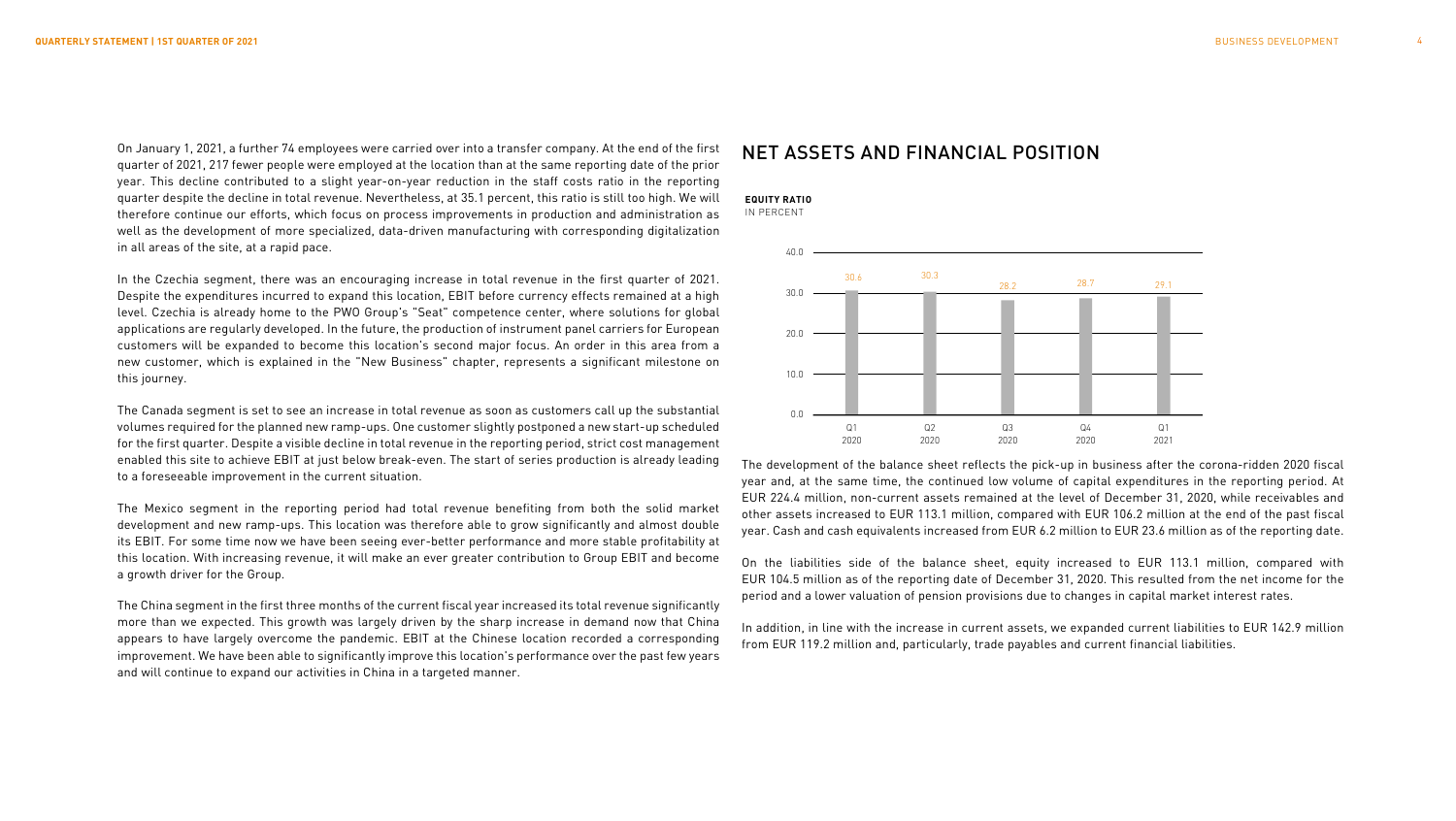On January 1, 2021, a further 74 employees were carried over into a transfer company. At the end of the first quarter of 2021, 217 fewer people were employed at the location than at the same reporting date of the prior year. This decline contributed to a slight year-on-year reduction in the staff costs ratio in the reporting quarter despite the decline in total revenue. Nevertheless, at 35.1 percent, this ratio is still too high. We will therefore continue our efforts, which focus on process improvements in production and administration as well as the development of more specialized, data-driven manufacturing with corresponding digitalization in all areas of the site, at a rapid pace.

In the Czechia segment, there was an encouraging increase in total revenue in the first quarter of 2021. Despite the expenditures incurred to expand this location, EBIT before currency effects remained at a high level. Czechia is already home to the PWO Group's "Seat" competence center, where solutions for global applications are regularly developed. In the future, the production of instrument panel carriers for European customers will be expanded to become this location's second major focus. An order in this area from a new customer, which is explained in the "New Business" chapter, represents a significant milestone on this journey.

The Canada segment is set to see an increase in total revenue as soon as customers call up the substantial volumes required for the planned new ramp-ups. One customer slightly postponed a new start-up scheduled for the first quarter. Despite a visible decline in total revenue in the reporting period, strict cost management enabled this site to achieve EBIT at just below break-even. The start of series production is already leading to a foreseeable improvement in the current situation.

The Mexico segment in the reporting period had total revenue benefiting from both the solid market development and new ramp-ups. This location was therefore able to grow significantly and almost double its EBIT. For some time now we have been seeing ever-better performance and more stable profitability at this location. With increasing revenue, it will make an ever greater contribution to Group EBIT and become a growth driver for the Group.

The China segment in the first three months of the current fiscal year increased its total revenue significantly more than we expected. This growth was largely driven by the sharp increase in demand now that China appears to have largely overcome the pandemic. EBIT at the Chinese location recorded a corresponding improvement. We have been able to significantly improve this location's performance over the past few years and will continue to expand our activities in China in a targeted manner.

## NET ASSETS AND FINANCIAL POSITION

**EQUITY RATIO**
IN PERCENT

40.0
30.0
20.0
10.0
0.0

30.6
30.3
28.2
28.7
29.1

Q1 2020
Q2 2020
Q3 2020
Q4 2020
Q1 2021

The development of the balance sheet reflects the pick-up in business after the corona-ridden 2020 fiscal year and, at the same time, the continued low volume of capital expenditures in the reporting period. At EUR 224.4 million, non-current assets remained at the level of December 31, 2020, while receivables and other assets increased to EUR 113.1 million, compared with EUR 106.2 million at the end of the past fiscal year. Cash and cash equivalents increased from EUR 6.2 million to EUR 23.6 million as of the reporting date.

On the liabilities side of the balance sheet, equity increased to EUR 113.1 million, compared with EUR 104.5 million as of the reporting date of December 31, 2020. This resulted from the net income for the period and a lower valuation of pension provisions due to changes in capital market interest rates.

In addition, in line with the increase in current assets, we expanded current liabilities to EUR 142.9 million from EUR 119.2 million and, particularly, trade payables and current financial liabilities.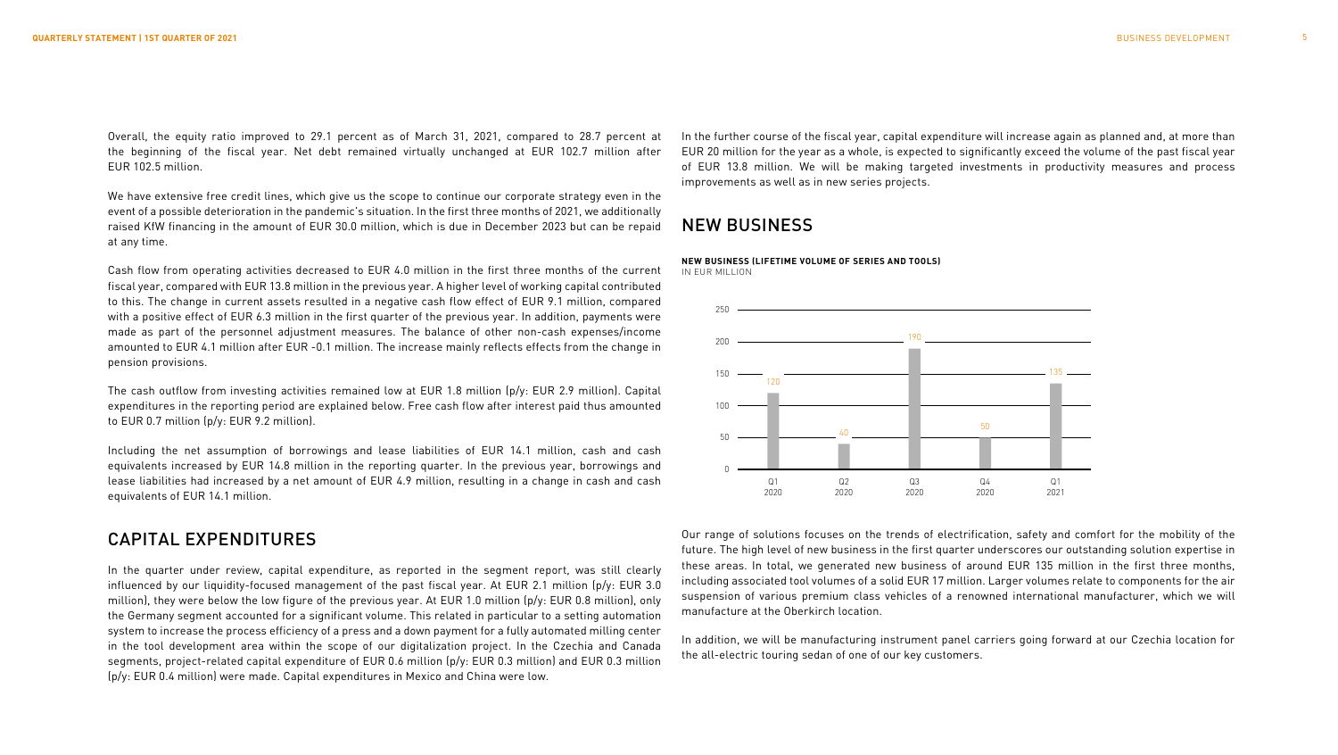Overall, the equity ratio improved to 29.1 percent as of March 31, 2021, compared to 28.7 percent at the beginning of the fiscal year. Net debt remained virtually unchanged at EUR 102.7 million after EUR 102.5 million.

We have extensive free credit lines, which give us the scope to continue our corporate strategy even in the event of a possible deterioration in the pandemic's situation. In the first three months of 2021, we additionally raised KfW financing in the amount of EUR 30.0 million, which is due in December 2023 but can be repaid at any time.

Cash flow from operating activities decreased to EUR 4.0 million in the first three months of the current fiscal year, compared with EUR 13.8 million in the previous year. A higher level of working capital contributed to this. The change in current assets resulted in a negative cash flow effect of EUR 9.1 million, compared with a positive effect of EUR 6.3 million in the first quarter of the previous year. In addition, payments were made as part of the personnel adjustment measures. The balance of other non-cash expenses/income amounted to EUR 4.1 million after EUR -0.1 million. The increase mainly reflects effects from the change in pension provisions.

The cash outflow from investing activities remained low at EUR 1.8 million (p/y: EUR 2.9 million). Capital expenditures in the reporting period are explained below. Free cash flow after interest paid thus amounted to EUR 0.7 million (p/y: EUR 9.2 million).

Including the net assumption of borrowings and lease liabilities of EUR 14.1 million, cash and cash equivalents increased by EUR 14.8 million in the reporting quarter. In the previous year, borrowings and lease liabilities had increased by a net amount of EUR 4.9 million, resulting in a change in cash and cash equivalents of EUR 14.1 million.

## CAPITAL EXPENDITURES

In the quarter under review, capital expenditure, as reported in the segment report, was still clearly influenced by our liquidity-focused management of the past fiscal year. At EUR 2.1 million (p/y: EUR 3.0 million), they were below the low figure of the previous year. At EUR 1.0 million (p/y: EUR 0.8 million), only the Germany segment accounted for a significant volume. This related in particular to a setting automation system to increase the process efficiency of a press and a down payment for a fully automated milling center in the tool development area within the scope of our digitalization project. In the Czechia and Canada segments, project-related capital expenditure of EUR 0.6 million (p/y: EUR 0.3 million) and EUR 0.3 million (p/y: EUR 0.4 million) were made. Capital expenditures in Mexico and China were low.

In the further course of the fiscal year, capital expenditure will increase again as planned and, at more than EUR 20 million for the year as a whole, is expected to significantly exceed the volume of the past fiscal year of EUR 13.8 million. We will be making targeted investments in productivity measures and process improvements as well as in new series projects.

## NEW BUSINESS

**NEW BUSINESS (LIFETIME VOLUME OF SERIES AND TOOLS)**
IN EUR MILLION

250
200
150
100
50
0

120 — Q1 2020
40 — Q2 2020
190 — Q3 2020
50 — Q4 2020
135 — Q1 2021

Our range of solutions focuses on the trends of electrification, safety and comfort for the mobility of the future. The high level of new business in the first quarter underscores our outstanding solution expertise in these areas. In total, we generated new business of around EUR 135 million in the first three months, including associated tool volumes of a solid EUR 17 million. Larger volumes relate to components for the air suspension of various premium class vehicles of a renowned international manufacturer, which we will manufacture at the Oberkirch location.

In addition, we will be manufacturing instrument panel carriers going forward at our Czechia location for the all-electric touring sedan of one of our key customers.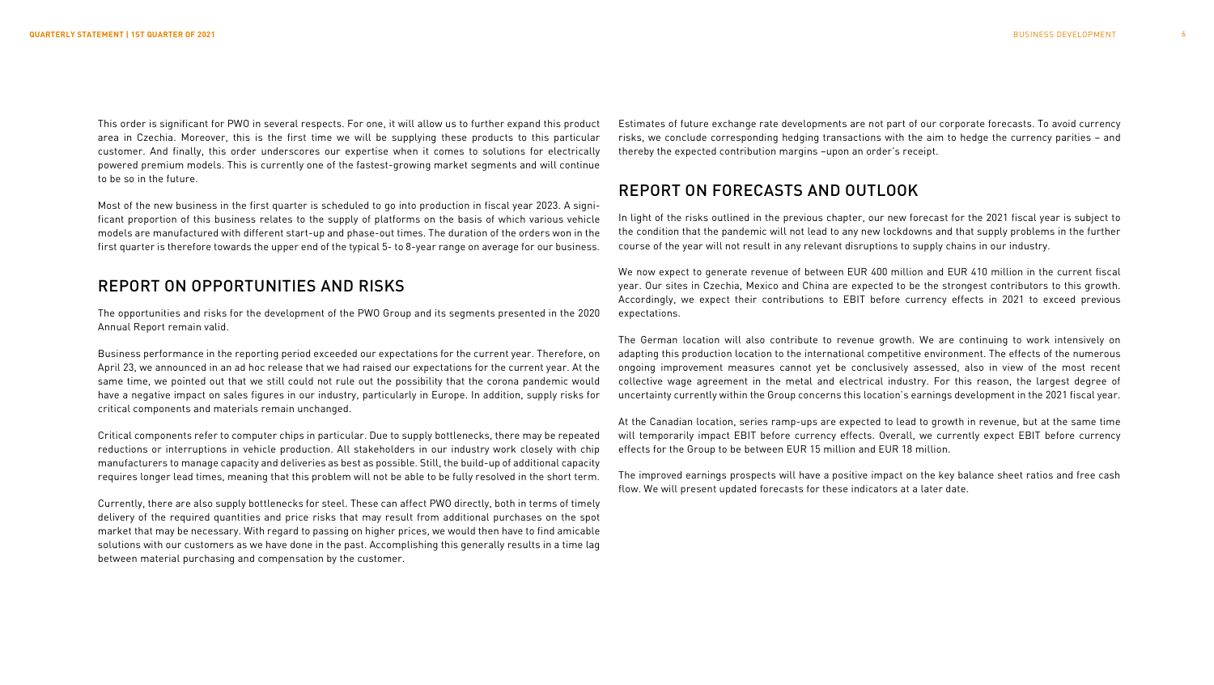This order is significant for PWO in several respects. For one, it will allow us to further expand this product area in Czechia. Moreover, this is the first time we will be supplying these products to this particular customer. And finally, this order underscores our expertise when it comes to solutions for electrically powered premium models. This is currently one of the fastest-growing market segments and will continue to be so in the future.

Most of the new business in the first quarter is scheduled to go into production in fiscal year 2023. A significant proportion of this business relates to the supply of platforms on the basis of which various vehicle models are manufactured with different start-up and phase-out times. The duration of the orders won in the first quarter is therefore towards the upper end of the typical 5- to 8-year range on average for our business.

## REPORT ON OPPORTUNITIES AND RISKS

The opportunities and risks for the development of the PWO Group and its segments presented in the 2020 Annual Report remain valid.

Business performance in the reporting period exceeded our expectations for the current year. Therefore, on April 23, we announced in an ad hoc release that we had raised our expectations for the current year. At the same time, we pointed out that we still could not rule out the possibility that the corona pandemic would have a negative impact on sales figures in our industry, particularly in Europe. In addition, supply risks for critical components and materials remain unchanged.

Critical components refer to computer chips in particular. Due to supply bottlenecks, there may be repeated reductions or interruptions in vehicle production. All stakeholders in our industry work closely with chip manufacturers to manage capacity and deliveries as best as possible. Still, the build-up of additional capacity requires longer lead times, meaning that this problem will not be able to be fully resolved in the short term.

Currently, there are also supply bottlenecks for steel. These can affect PWO directly, both in terms of timely delivery of the required quantities and price risks that may result from additional purchases on the spot market that may be necessary. With regard to passing on higher prices, we would then have to find amicable solutions with our customers as we have done in the past. Accomplishing this generally results in a time lag between material purchasing and compensation by the customer.

Estimates of future exchange rate developments are not part of our corporate forecasts. To avoid currency risks, we conclude corresponding hedging transactions with the aim to hedge the currency parities – and thereby the expected contribution margins –upon an order's receipt.

## REPORT ON FORECASTS AND OUTLOOK

In light of the risks outlined in the previous chapter, our new forecast for the 2021 fiscal year is subject to the condition that the pandemic will not lead to any new lockdowns and that supply problems in the further course of the year will not result in any relevant disruptions to supply chains in our industry.

We now expect to generate revenue of between EUR 400 million and EUR 410 million in the current fiscal year. Our sites in Czechia, Mexico and China are expected to be the strongest contributors to this growth. Accordingly, we expect their contributions to EBIT before currency effects in 2021 to exceed previous expectations.

The German location will also contribute to revenue growth. We are continuing to work intensively on adapting this production location to the international competitive environment. The effects of the numerous ongoing improvement measures cannot yet be conclusively assessed, also in view of the most recent collective wage agreement in the metal and electrical industry. For this reason, the largest degree of uncertainty currently within the Group concerns this location's earnings development in the 2021 fiscal year.

At the Canadian location, series ramp-ups are expected to lead to growth in revenue, but at the same time will temporarily impact EBIT before currency effects. Overall, we currently expect EBIT before currency effects for the Group to be between EUR 15 million and EUR 18 million.

The improved earnings prospects will have a positive impact on the key balance sheet ratios and free cash flow. We will present updated forecasts for these indicators at a later date.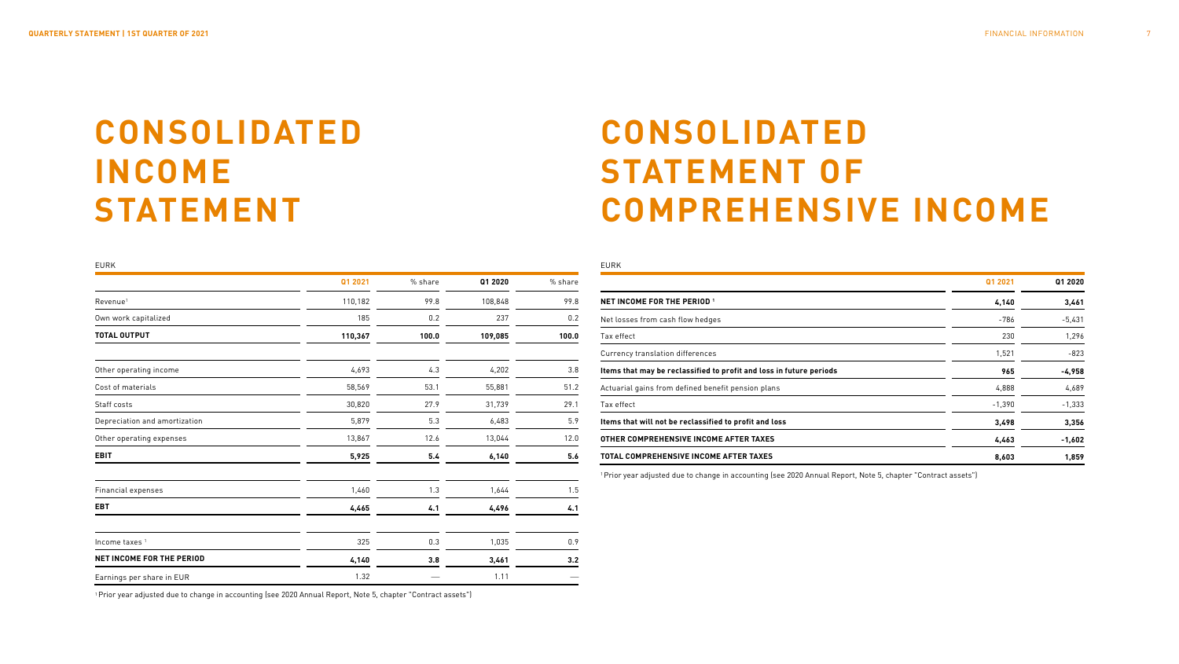# CONSOLIDATED INCOME STATEMENT

EURK

| | Q1 2021 | % share | Q1 2020 | % share |
|---|---|---|---|---|
| Revenue[1] | 110,182 | 99.8 | 108,848 | 99.8 |
| Own work capitalized | 185 | 0.2 | 237 | 0.2 |
| **TOTAL OUTPUT** | **110,367** | **100.0** | **109,085** | **100.0** |
| Other operating income | 4,693 | 4.3 | 4,202 | 3.8 |
| Cost of materials | 58,569 | 53.1 | 55,881 | 51.2 |
| Staff costs | 30,820 | 27.9 | 31,739 | 29.1 |
| Depreciation and amortization | 5,879 | 5.3 | 6,483 | 5.9 |
| Other operating expenses | 13,867 | 12.6 | 13,044 | 12.0 |
| **EBIT** | **5,925** | **5.4** | **6,140** | **5.6** |
| Financial expenses | 1,460 | 1.3 | 1,644 | 1.5 |
| **EBT** | **4,465** | **4.1** | **4,496** | **4.1** |
| Income taxes [1] | 325 | 0.3 | 1,035 | 0.9 |
| **NET INCOME FOR THE PERIOD** | **4,140** | **3.8** | **3,461** | **3.2** |
| Earnings per share in EUR | 1.32 | — | 1.11 | — |

[1] Prior year adjusted due to change in accounting (see 2020 Annual Report, Note 5, chapter "Contract assets")

# CONSOLIDATED STATEMENT OF COMPREHENSIVE INCOME

EURK

| | Q1 2021 | Q1 2020 |
|---|---|---|
| **NET INCOME FOR THE PERIOD** [1] | **4,140** | **3,461** |
| Net losses from cash flow hedges | -786 | -5,431 |
| Tax effect | 230 | 1,296 |
| Currency translation differences | 1,521 | -823 |
| **Items that may be reclassified to profit and loss in future periods** | **965** | **-4,958** |
| Actuarial gains from defined benefit pension plans | 4,888 | 4,689 |
| Tax effect | -1,390 | -1,333 |
| **Items that will not be reclassified to profit and loss** | **3,498** | **3,356** |
| **OTHER COMPREHENSIVE INCOME AFTER TAXES** | **4,463** | **-1,602** |
| **TOTAL COMPREHENSIVE INCOME AFTER TAXES** | **8,603** | **1,859** |

[1] Prior year adjusted due to change in accounting (see 2020 Annual Report, Note 5, chapter "Contract assets")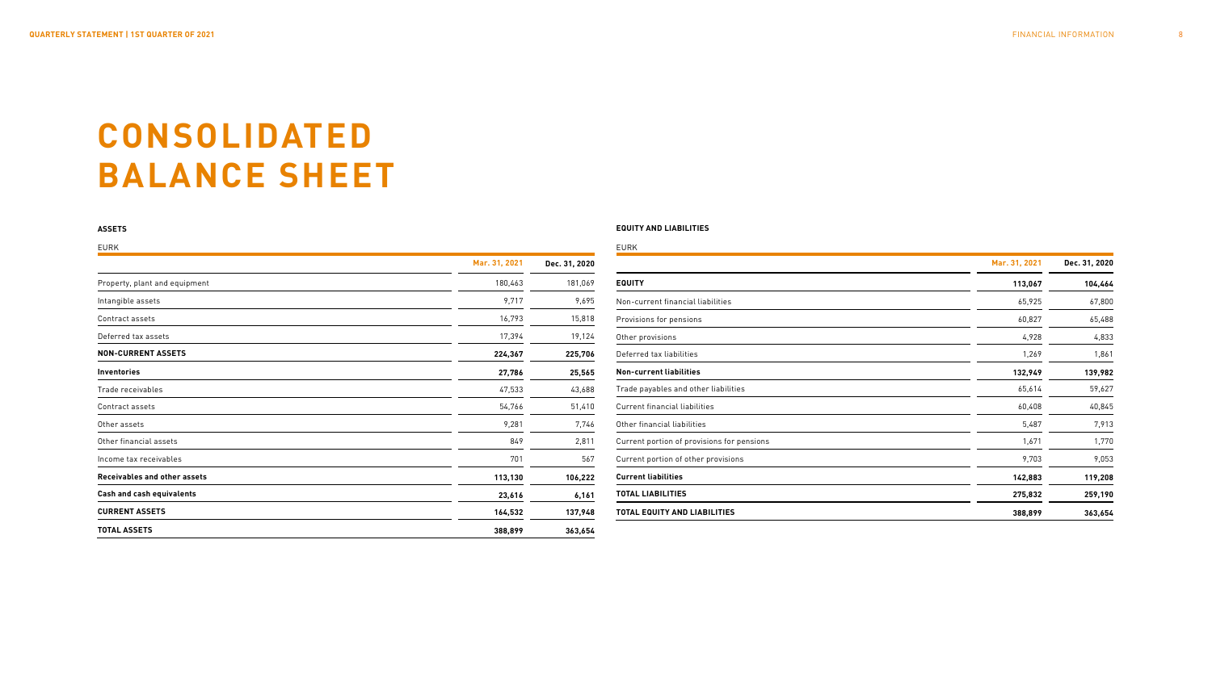# CONSOLIDATED BALANCE SHEET

**ASSETS**

EURK

| | Mar. 31, 2021 | Dec. 31, 2020 |
|---|---|---|
| Property, plant and equipment | 180,463 | 181,069 |
| Intangible assets | 9,717 | 9,695 |
| Contract assets | 16,793 | 15,818 |
| Deferred tax assets | 17,394 | 19,124 |
| **NON-CURRENT ASSETS** | **224,367** | **225,706** |
| **Inventories** | **27,786** | **25,565** |
| Trade receivables | 47,533 | 43,688 |
| Contract assets | 54,766 | 51,410 |
| Other assets | 9,281 | 7,746 |
| Other financial assets | 849 | 2,811 |
| Income tax receivables | 701 | 567 |
| **Receivables and other assets** | **113,130** | **106,222** |
| **Cash and cash equivalents** | **23,616** | **6,161** |
| **CURRENT ASSETS** | **164,532** | **137,948** |
| **TOTAL ASSETS** | **388,899** | **363,654** |

**EQUITY AND LIABILITIES**

EURK

| | Mar. 31, 2021 | Dec. 31, 2020 |
|---|---|---|
| **EQUITY** | **113,067** | **104,464** |
| Non-current financial liabilities | 65,925 | 67,800 |
| Provisions for pensions | 60,827 | 65,488 |
| Other provisions | 4,928 | 4,833 |
| Deferred tax liabilities | 1,269 | 1,861 |
| **Non-current liabilities** | **132,949** | **139,982** |
| Trade payables and other liabilities | 65,614 | 59,627 |
| Current financial liabilities | 60,408 | 40,845 |
| Other financial liabilities | 5,487 | 7,913 |
| Current portion of provisions for pensions | 1,671 | 1,770 |
| Current portion of other provisions | 9,703 | 9,053 |
| **Current liabilities** | **142,883** | **119,208** |
| **TOTAL LIABILITIES** | **275,832** | **259,190** |
| **TOTAL EQUITY AND LIABILITIES** | **388,899** | **363,654** |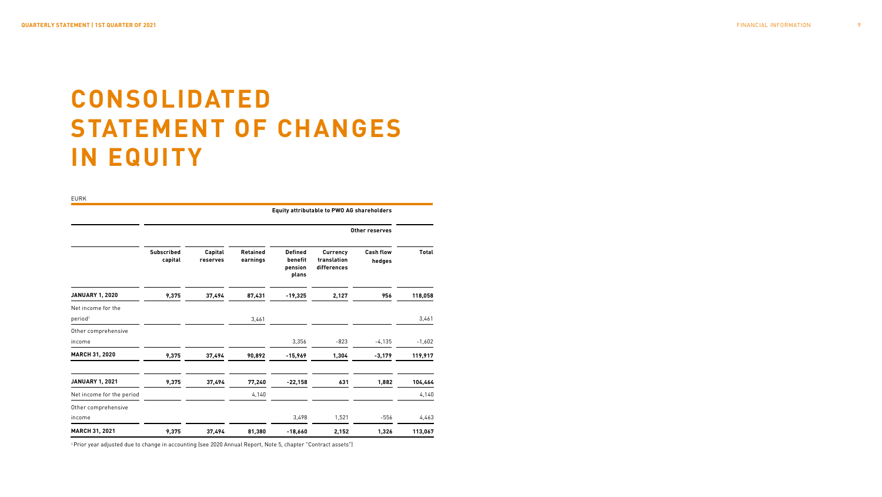# CONSOLIDATED STATEMENT OF CHANGES IN EQUITY

EURK

| | Equity attributable to PWO AG shareholders | | | | | | |
|---|---|---|---|---|---|---|---|
| | | | | Other reserves | | | |
| | Subscribed capital | Capital reserves | Retained earnings | Defined benefit pension plans | Currency translation differences | Cash flow hedges | Total |
| **JANUARY 1, 2020** | **9,375** | **37,494** | **87,431** | **-19,325** | **2,127** | **956** | **118,058** |
| Net income for the period[1] | | | 3,461 | | | | 3,461 |
| Other comprehensive income | | | | 3,356 | -823 | -4,135 | -1,602 |
| **MARCH 31, 2020** | **9,375** | **37,494** | **90,892** | **-15,969** | **1,304** | **-3,179** | **119,917** |
| **JANUARY 1, 2021** | **9,375** | **37,494** | **77,240** | **-22,158** | **631** | **1,882** | **104,464** |
| Net income for the period | | | 4,140 | | | | 4,140 |
| Other comprehensive income | | | | 3,498 | 1,521 | -556 | 4,463 |
| **MARCH 31, 2021** | **9,375** | **37,494** | **81,380** | **-18,660** | **2,152** | **1,326** | **113,067** |

[1] Prior year adjusted due to change in accounting (see 2020 Annual Report, Note 5, chapter "Contract assets")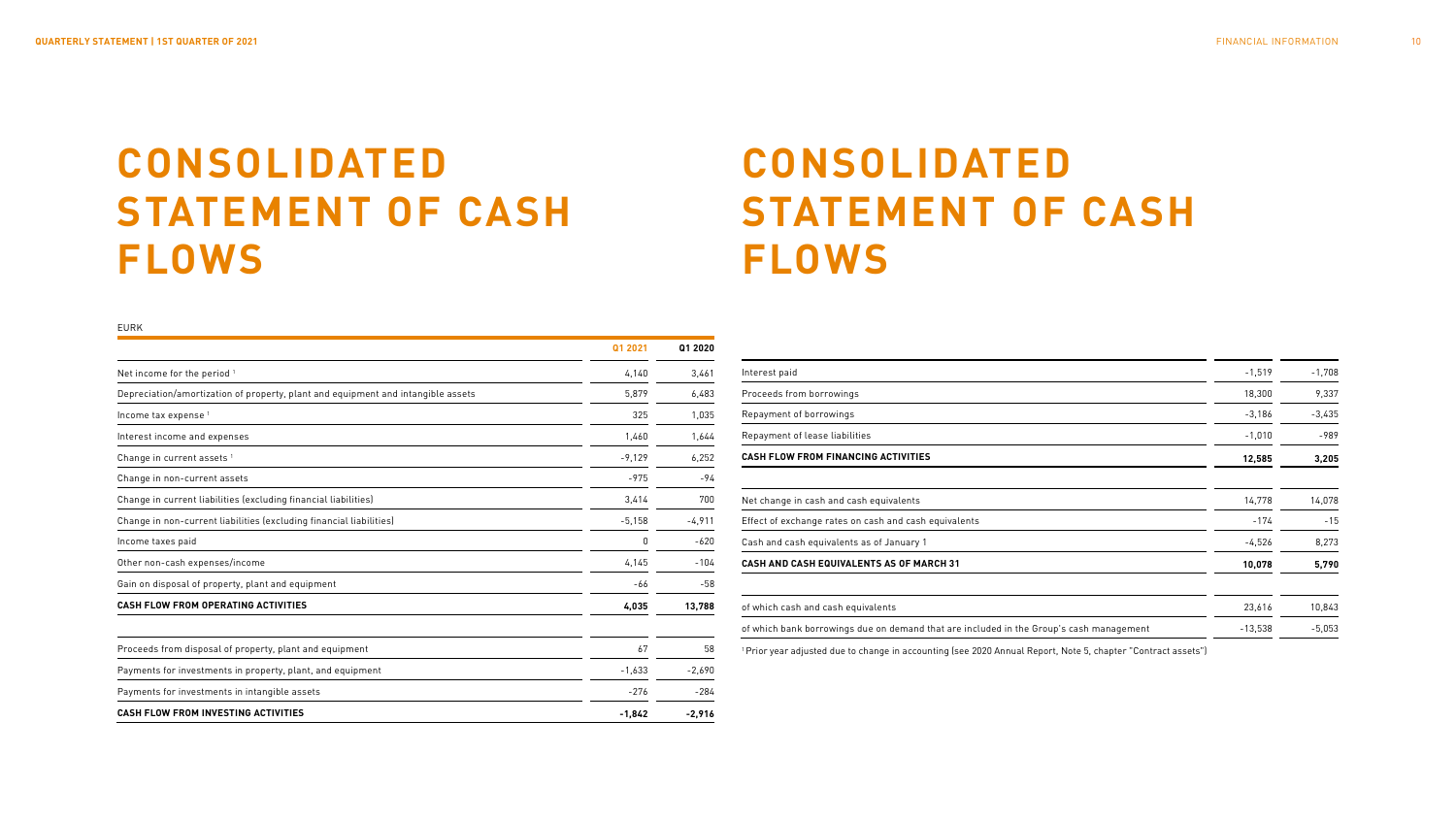# CONSOLIDATED STATEMENT OF CASH FLOWS

EURK

| | Q1 2021 | Q1 2020 |
|---|---|---|
| Net income for the period [1] | 4,140 | 3,461 |
| Depreciation/amortization of property, plant and equipment and intangible assets | 5,879 | 6,483 |
| Income tax expense [1] | 325 | 1,035 |
| Interest income and expenses | 1,460 | 1,644 |
| Change in current assets [1] | -9,129 | 6,252 |
| Change in non-current assets | -975 | -94 |
| Change in current liabilities (excluding financial liabilities) | 3,414 | 700 |
| Change in non-current liabilities (excluding financial liabilities) | -5,158 | -4,911 |
| Income taxes paid | 0 | -620 |
| Other non-cash expenses/income | 4,145 | -104 |
| Gain on disposal of property, plant and equipment | -66 | -58 |
| **CASH FLOW FROM OPERATING ACTIVITIES** | **4,035** | **13,788** |
| | | |
| Proceeds from disposal of property, plant and equipment | 67 | 58 |
| Payments for investments in property, plant, and equipment | -1,633 | -2,690 |
| Payments for investments in intangible assets | -276 | -284 |
| **CASH FLOW FROM INVESTING ACTIVITIES** | **-1,842** | **-2,916** |
| Interest paid | -1,519 | -1,708 |
| Proceeds from borrowings | 18,300 | 9,337 |
| Repayment of borrowings | -3,186 | -3,435 |
| Repayment of lease liabilities | -1,010 | -989 |
| **CASH FLOW FROM FINANCING ACTIVITIES** | **12,585** | **3,205** |
| | | |
| Net change in cash and cash equivalents | 14,778 | 14,078 |
| Effect of exchange rates on cash and cash equivalents | -174 | -15 |
| Cash and cash equivalents as of January 1 | -4,526 | 8,273 |
| **CASH AND CASH EQUIVALENTS AS OF MARCH 31** | **10,078** | **5,790** |
| | | |
| of which cash and cash equivalents | 23,616 | 10,843 |
| of which bank borrowings due on demand that are included in the Group's cash management | -13,538 | -5,053 |

[1] Prior year adjusted due to change in accounting (see 2020 Annual Report, Note 5, chapter "Contract assets")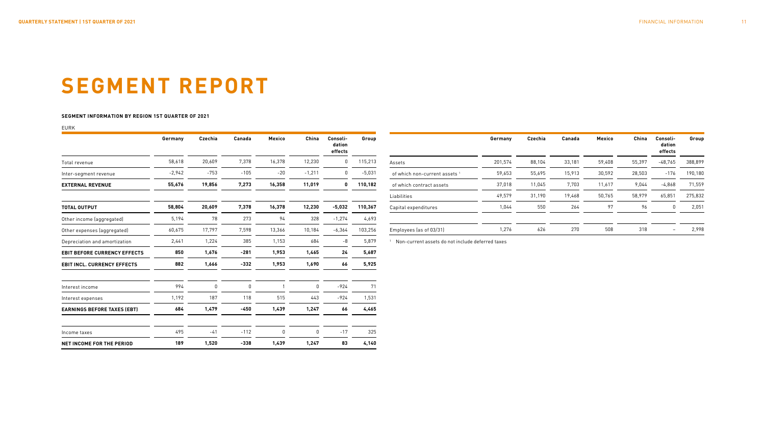# SEGMENT REPORT

**SEGMENT INFORMATION BY REGION 1ST QUARTER OF 2021**

EURK

| | Germany | Czechia | Canada | Mexico | China | Consolidation effects | Group |
|---|---|---|---|---|---|---|---|
| Total revenue | 58,618 | 20,609 | 7,378 | 16,378 | 12,230 | 0 | 115,213 |
| Inter-segment revenue | -2,942 | -753 | -105 | -20 | -1,211 | 0 | -5,031 |
| **EXTERNAL REVENUE** | **55,676** | **19,856** | **7,273** | **16,358** | **11,019** | **0** | **110,182** |
| | | | | | | | |
| **TOTAL OUTPUT** | **58,804** | **20,609** | **7,378** | **16,378** | **12,230** | **-5,032** | **110,367** |
| Other income (aggregated) | 5,194 | 78 | 273 | 94 | 328 | -1,274 | 4,693 |
| Other expenses (aggregated) | 60,675 | 17,797 | 7,598 | 13,366 | 10,184 | -6,364 | 103,256 |
| Depreciation and amortization | 2,441 | 1,224 | 385 | 1,153 | 684 | -8 | 5,879 |
| **EBIT BEFORE CURRENCY EFFECTS** | **850** | **1,676** | **-281** | **1,953** | **1,465** | **24** | **5,687** |
| **EBIT INCL. CURRENCY EFFECTS** | **882** | **1,666** | **-332** | **1,953** | **1,690** | **66** | **5,925** |
| | | | | | | | |
| Interest income | 994 | 0 | 0 | 1 | 0 | -924 | 71 |
| Interest expenses | 1,192 | 187 | 118 | 515 | 443 | -924 | 1,531 |
| **EARNINGS BEFORE TAXES (EBT)** | **684** | **1,479** | **-450** | **1,439** | **1,247** | **66** | **4,465** |
| | | | | | | | |
| Income taxes | 495 | -41 | -112 | 0 | 0 | -17 | 325 |
| **NET INCOME FOR THE PERIOD** | **189** | **1,520** | **-338** | **1,439** | **1,247** | **83** | **4,140** |

| | Germany | Czechia | Canada | Mexico | China | Consolidation effects | Group |
|---|---|---|---|---|---|---|---|
| Assets | 201,574 | 88,104 | 33,181 | 59,408 | 55,397 | -48,765 | 388,899 |
| of which non-current assets [1] | 59,653 | 55,695 | 15,913 | 30,592 | 28,503 | -176 | 190,180 |
| of which contract assets | 37,018 | 11,045 | 7,703 | 11,617 | 9,044 | -4,868 | 71,559 |
| Liabilities | 49,579 | 31,190 | 19,468 | 50,765 | 58,979 | 65,851 | 275,832 |
| Capital expenditures | 1,044 | 550 | 264 | 97 | 96 | 0 | 2,051 |
| | | | | | | | |
| Employees (as of 03/31) | 1,276 | 626 | 270 | 508 | 318 | – | 2,998 |

[1] Non-current assets do not include deferred taxes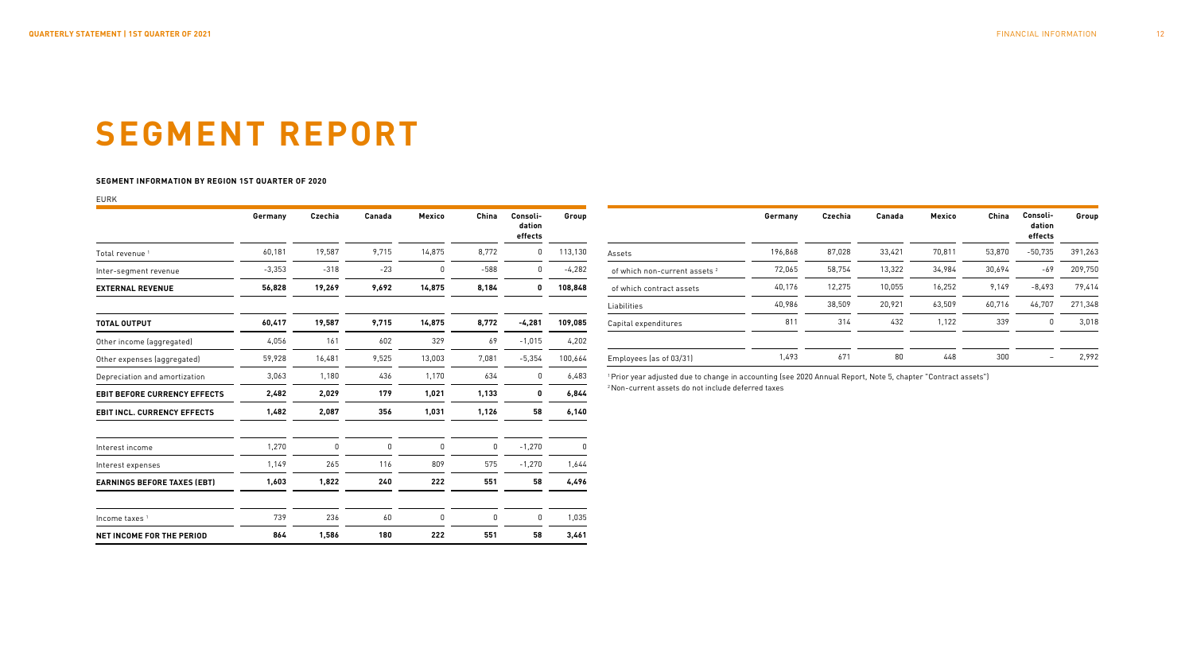# SEGMENT REPORT

**SEGMENT INFORMATION BY REGION 1ST QUARTER OF 2020**

EURK

| | Germany | Czechia | Canada | Mexico | China | Consolidation effects | Group |
|---|---|---|---|---|---|---|---|
| Total revenue [1] | 60,181 | 19,587 | 9,715 | 14,875 | 8,772 | 0 | 113,130 |
| Inter-segment revenue | -3,353 | -318 | -23 | 0 | -588 | 0 | -4,282 |
| **EXTERNAL REVENUE** | **56,828** | **19,269** | **9,692** | **14,875** | **8,184** | **0** | **108,848** |
| **TOTAL OUTPUT** | **60,417** | **19,587** | **9,715** | **14,875** | **8,772** | **-4,281** | **109,085** |
| Other income (aggregated) | 4,056 | 161 | 602 | 329 | 69 | -1,015 | 4,202 |
| Other expenses (aggregated) | 59,928 | 16,481 | 9,525 | 13,003 | 7,081 | -5,354 | 100,664 |
| Depreciation and amortization | 3,063 | 1,180 | 436 | 1,170 | 634 | 0 | 6,483 |
| **EBIT BEFORE CURRENCY EFFECTS** | **2,482** | **2,029** | **179** | **1,021** | **1,133** | **0** | **6,844** |
| **EBIT INCL. CURRENCY EFFECTS** | **1,482** | **2,087** | **356** | **1,031** | **1,126** | **58** | **6,140** |
| Interest income | 1,270 | 0 | 0 | 0 | 0 | -1,270 | 0 |
| Interest expenses | 1,149 | 265 | 116 | 809 | 575 | -1,270 | 1,644 |
| **EARNINGS BEFORE TAXES (EBT)** | **1,603** | **1,822** | **240** | **222** | **551** | **58** | **4,496** |
| Income taxes [1] | 739 | 236 | 60 | 0 | 0 | 0 | 1,035 |
| **NET INCOME FOR THE PERIOD** | **864** | **1,586** | **180** | **222** | **551** | **58** | **3,461** |

| | Germany | Czechia | Canada | Mexico | China | Consolidation effects | Group |
|---|---|---|---|---|---|---|---|
| Assets | 196,868 | 87,028 | 33,421 | 70,811 | 53,870 | -50,735 | 391,263 |
| of which non-current assets [2] | 72,065 | 58,754 | 13,322 | 34,984 | 30,694 | -69 | 209,750 |
| of which contract assets | 40,176 | 12,275 | 10,055 | 16,252 | 9,149 | -8,493 | 79,414 |
| Liabilities | 40,986 | 38,509 | 20,921 | 63,509 | 60,716 | 46,707 | 271,348 |
| Capital expenditures | 811 | 314 | 432 | 1,122 | 339 | 0 | 3,018 |
| Employees (as of 03/31) | 1,493 | 671 | 80 | 448 | 300 | – | 2,992 |

[1] Prior year adjusted due to change in accounting (see 2020 Annual Report, Note 5, chapter "Contract assets")

[2] Non-current assets do not include deferred taxes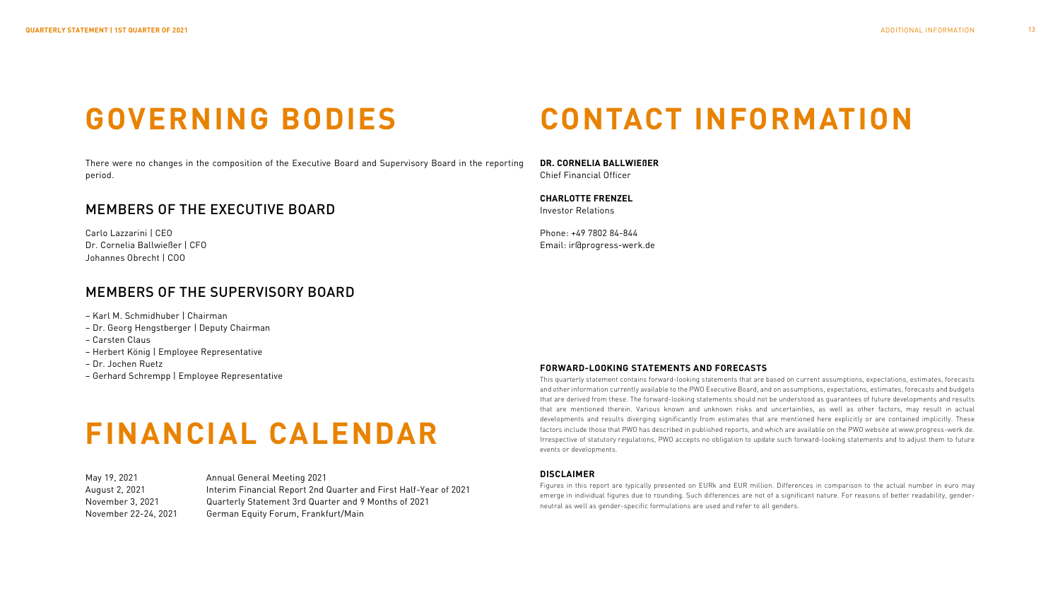# GOVERNING BODIES

There were no changes in the composition of the Executive Board and Supervisory Board in the reporting period.

## MEMBERS OF THE EXECUTIVE BOARD

Carlo Lazzarini | CEO
Dr. Cornelia Ballwießer | CFO
Johannes Obrecht | COO

## MEMBERS OF THE SUPERVISORY BOARD

- Karl M. Schmidhuber | Chairman
- Dr. Georg Hengstberger | Deputy Chairman
- Carsten Claus
- Herbert König | Employee Representative
- Dr. Jochen Ruetz
- Gerhard Schrempp | Employee Representative

# FINANCIAL CALENDAR

| | |
|---|---|
| May 19, 2021 | Annual General Meeting 2021 |
| August 2, 2021 | Interim Financial Report 2nd Quarter and First Half-Year of 2021 |
| November 3, 2021 | Quarterly Statement 3rd Quarter and 9 Months of 2021 |
| November 22-24, 2021 | German Equity Forum, Frankfurt/Main |

# CONTACT INFORMATION

**DR. CORNELIA BALLWIEßER**
Chief Financial Officer

**CHARLOTTE FRENZEL**
Investor Relations

Phone: +49 7802 84-844
Email: ir@progress-werk.de

### FORWARD-LOOKING STATEMENTS AND FORECASTS

This quarterly statement contains forward-looking statements that are based on current assumptions, expectations, estimates, forecasts and other information currently available to the PWO Executive Board, and on assumptions, expectations, estimates, forecasts and budgets that are derived from these. The forward-looking statements should not be understood as guarantees of future developments and results that are mentioned therein. Various known and unknown risks and uncertainties, as well as other factors, may result in actual developments and results diverging significantly from estimates that are mentioned here explicitly or are contained implicitly. These factors include those that PWO has described in published reports, and which are available on the PWO website at www.progress-werk.de. Irrespective of statutory regulations, PWO accepts no obligation to update such forward-looking statements and to adjust them to future events or developments.

### DISCLAIMER

Figures in this report are typically presented on EURk and EUR million. Differences in comparison to the actual number in euro may emerge in individual figures due to rounding. Such differences are not of a significant nature. For reasons of better readability, gender-neutral as well as gender-specific formulations are used and refer to all genders.